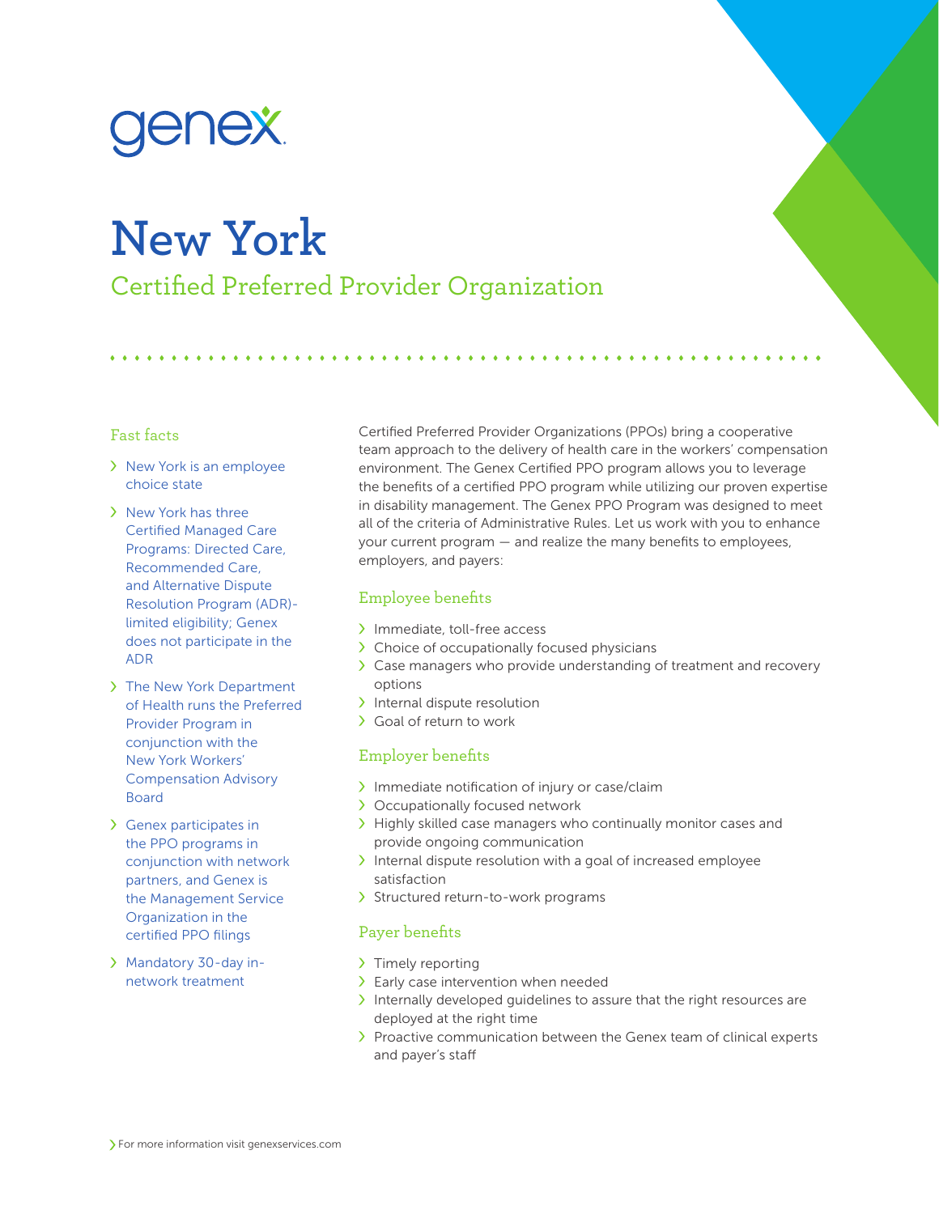genex

# New York

## Certified Preferred Provider Organization

### Fast facts

- New York is an employee choice state
- New York has three Certified Managed Care Programs: Directed Care, Recommended Care, and Alternative Dispute Resolution Program (ADR)-limited eligibility; Genex does not participate in the ADR
- The New York Department of Health runs the Preferred Provider Program in conjunction with the New York Workers' Compensation Advisory Board
- Genex participates in the PPO programs in conjunction with network partners, and Genex is the Management Service Organization in the certified PPO filings
- Mandatory 30-day in-network treatment

Certified Preferred Provider Organizations (PPOs) bring a cooperative team approach to the delivery of health care in the workers' compensation environment. The Genex Certified PPO program allows you to leverage the benefits of a certified PPO program while utilizing our proven expertise in disability management. The Genex PPO Program was designed to meet all of the criteria of Administrative Rules. Let us work with you to enhance your current program — and realize the many benefits to employees, employers, and payers:

### Employee benefits

- Immediate, toll-free access
- Choice of occupationally focused physicians
- Case managers who provide understanding of treatment and recovery options
- Internal dispute resolution
- Goal of return to work

### Employer benefits

- Immediate notification of injury or case/claim
- Occupationally focused network
- Highly skilled case managers who continually monitor cases and provide ongoing communication
- Internal dispute resolution with a goal of increased employee satisfaction
- Structured return-to-work programs

### Payer benefits

- Timely reporting
- Early case intervention when needed
- Internally developed guidelines to assure that the right resources are deployed at the right time
- Proactive communication between the Genex team of clinical experts and payer's staff

For more information visit genexservices.com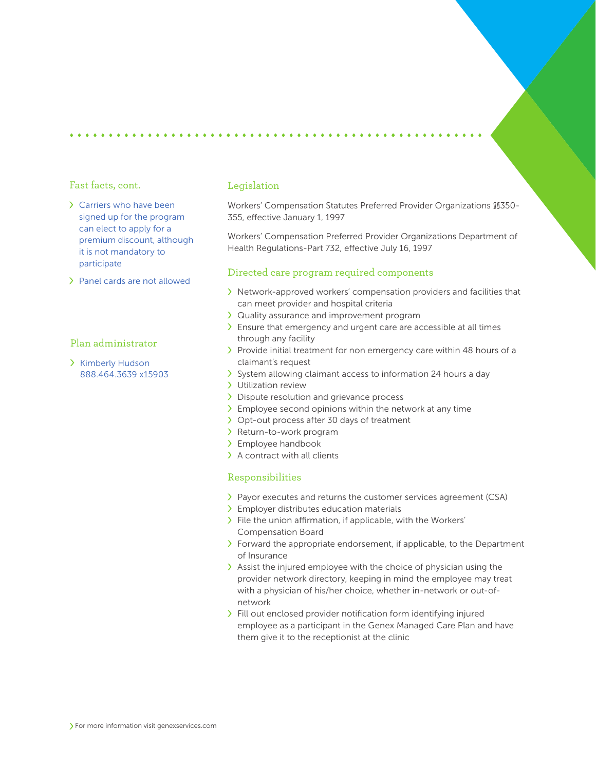## Fast facts, cont.

- Carriers who have been signed up for the program can elect to apply for a premium discount, although it is not mandatory to participate
- Panel cards are not allowed

## Plan administrator

- Kimberly Hudson 888.464.3639 x15903

## Legislation

Workers' Compensation Statutes Preferred Provider Organizations §§350-355, effective January 1, 1997

Workers' Compensation Preferred Provider Organizations Department of Health Regulations-Part 732, effective July 16, 1997

## Directed care program required components

- Network-approved workers' compensation providers and facilities that can meet provider and hospital criteria
- Quality assurance and improvement program
- Ensure that emergency and urgent care are accessible at all times through any facility
- Provide initial treatment for non emergency care within 48 hours of a claimant's request
- System allowing claimant access to information 24 hours a day
- Utilization review
- Dispute resolution and grievance process
- Employee second opinions within the network at any time
- Opt-out process after 30 days of treatment
- Return-to-work program
- Employee handbook
- A contract with all clients

## Responsibilities

- Payor executes and returns the customer services agreement (CSA)
- Employer distributes education materials
- File the union affirmation, if applicable, with the Workers' Compensation Board
- Forward the appropriate endorsement, if applicable, to the Department of Insurance
- Assist the injured employee with the choice of physician using the provider network directory, keeping in mind the employee may treat with a physician of his/her choice, whether in-network or out-of-network
- Fill out enclosed provider notification form identifying injured employee as a participant in the Genex Managed Care Plan and have them give it to the receptionist at the clinic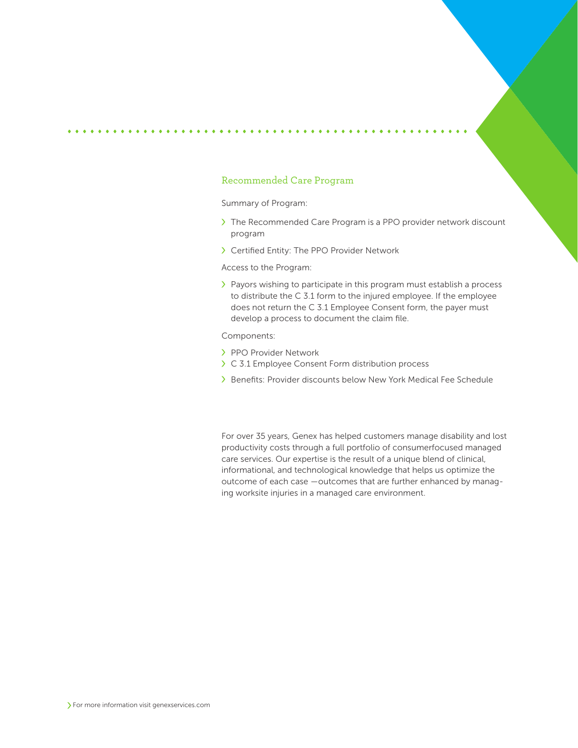## Recommended Care Program

Summary of Program:

- The Recommended Care Program is a PPO provider network discount program
- Certified Entity: The PPO Provider Network

Access to the Program:

- Payors wishing to participate in this program must establish a process to distribute the C 3.1 form to the injured employee. If the employee does not return the C 3.1 Employee Consent form, the payer must develop a process to document the claim file.

Components:

- PPO Provider Network
- C 3.1 Employee Consent Form distribution process
- Benefits: Provider discounts below New York Medical Fee Schedule

For over 35 years, Genex has helped customers manage disability and lost productivity costs through a full portfolio of consumerfocused managed care services. Our expertise is the result of a unique blend of clinical, informational, and technological knowledge that helps us optimize the outcome of each case —outcomes that are further enhanced by managing worksite injuries in a managed care environment.

For more information visit genexservices.com